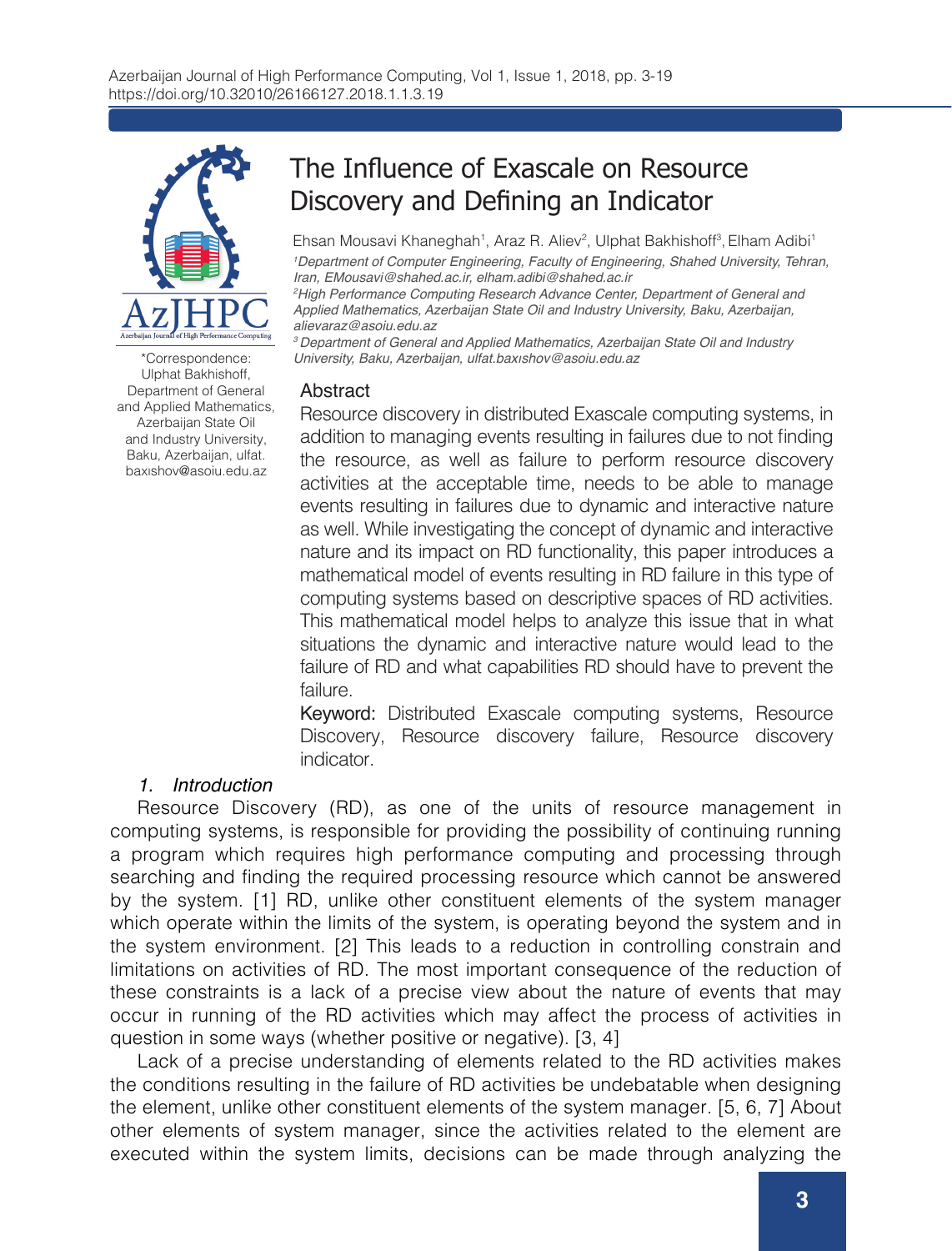# The Influence of Exascale on Resource Discovery and Defining an Indicator

Ehsan Mousavi Khaneghah[1], Araz R. Aliev[2], Ulphat Bakhishoff[3], Elham Adibi[1]

[1]Department of Computer Engineering, Faculty of Engineering, Shahed University, Tehran, Iran, EMousavi@shahed.ac.ir, elham.adibi@shahed.ac.ir

[2]High Performance Computing Research Advance Center, Department of General and Applied Mathematics, Azerbaijan State Oil and Industry University, Baku, Azerbaijan, alievaraz@asoiu.edu.az

[3]Department of General and Applied Mathematics, Azerbaijan State Oil and Industry University, Baku, Azerbaijan, ulfat.baxıshov@asoiu.edu.az

*Correspondence: Ulphat Bakhishoff, Department of General and Applied Mathematics, Azerbaijan State Oil and Industry University, Baku, Azerbaijan, ulfat.baxıshov@asoiu.edu.az

## Abstract

Resource discovery in distributed Exascale computing systems, in addition to managing events resulting in failures due to not finding the resource, as well as failure to perform resource discovery activities at the acceptable time, needs to be able to manage events resulting in failures due to dynamic and interactive nature as well. While investigating the concept of dynamic and interactive nature and its impact on RD functionality, this paper introduces a mathematical model of events resulting in RD failure in this type of computing systems based on descriptive spaces of RD activities. This mathematical model helps to analyze this issue that in what situations the dynamic and interactive nature would lead to the failure of RD and what capabilities RD should have to prevent the failure.

**Keyword:** Distributed Exascale computing systems, Resource Discovery, Resource discovery failure, Resource discovery indicator.

## 1. *Introduction*

Resource Discovery (RD), as one of the units of resource management in computing systems, is responsible for providing the possibility of continuing running a program which requires high performance computing and processing through searching and finding the required processing resource which cannot be answered by the system. [1] RD, unlike other constituent elements of the system manager which operate within the limits of the system, is operating beyond the system and in the system environment. [2] This leads to a reduction in controlling constrain and limitations on activities of RD. The most important consequence of the reduction of these constraints is a lack of a precise view about the nature of events that may occur in running of the RD activities which may affect the process of activities in question in some ways (whether positive or negative). [3, 4]

Lack of a precise understanding of elements related to the RD activities makes the conditions resulting in the failure of RD activities be undebatable when designing the element, unlike other constituent elements of the system manager. [5, 6, 7] About other elements of system manager, since the activities related to the element are executed within the system limits, decisions can be made through analyzing the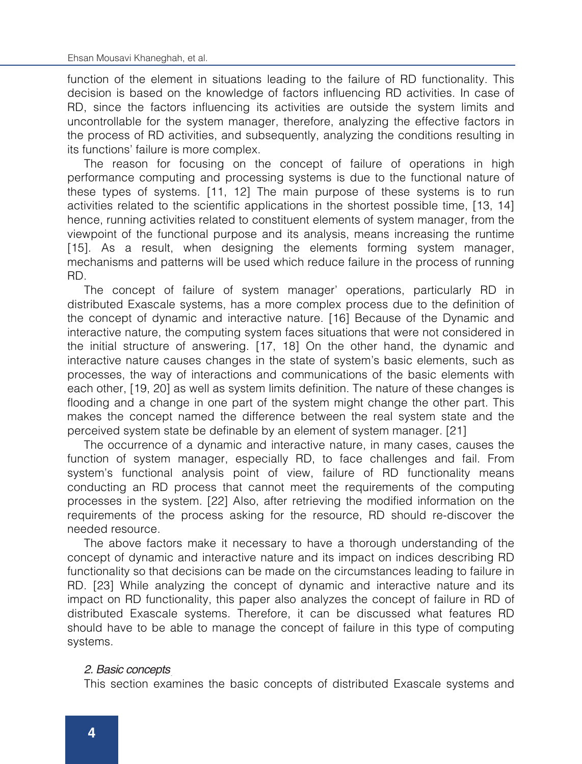function of the element in situations leading to the failure of RD functionality. This decision is based on the knowledge of factors influencing RD activities. In case of RD, since the factors influencing its activities are outside the system limits and uncontrollable for the system manager, therefore, analyzing the effective factors in the process of RD activities, and subsequently, analyzing the conditions resulting in its functions' failure is more complex.

The reason for focusing on the concept of failure of operations in high performance computing and processing systems is due to the functional nature of these types of systems. [11, 12] The main purpose of these systems is to run activities related to the scientific applications in the shortest possible time, [13, 14] hence, running activities related to constituent elements of system manager, from the viewpoint of the functional purpose and its analysis, means increasing the runtime [15]. As a result, when designing the elements forming system manager, mechanisms and patterns will be used which reduce failure in the process of running RD.

The concept of failure of system manager' operations, particularly RD in distributed Exascale systems, has a more complex process due to the definition of the concept of dynamic and interactive nature. [16] Because of the Dynamic and interactive nature, the computing system faces situations that were not considered in the initial structure of answering. [17, 18] On the other hand, the dynamic and interactive nature causes changes in the state of system's basic elements, such as processes, the way of interactions and communications of the basic elements with each other, [19, 20] as well as system limits definition. The nature of these changes is flooding and a change in one part of the system might change the other part. This makes the concept named the difference between the real system state and the perceived system state be definable by an element of system manager. [21]

The occurrence of a dynamic and interactive nature, in many cases, causes the function of system manager, especially RD, to face challenges and fail. From system's functional analysis point of view, failure of RD functionality means conducting an RD process that cannot meet the requirements of the computing processes in the system. [22] Also, after retrieving the modified information on the requirements of the process asking for the resource, RD should re-discover the needed resource.

The above factors make it necessary to have a thorough understanding of the concept of dynamic and interactive nature and its impact on indices describing RD functionality so that decisions can be made on the circumstances leading to failure in RD. [23] While analyzing the concept of dynamic and interactive nature and its impact on RD functionality, this paper also analyzes the concept of failure in RD of distributed Exascale systems. Therefore, it can be discussed what features RD should have to be able to manage the concept of failure in this type of computing systems.

## *2. Basic concepts*

This section examines the basic concepts of distributed Exascale systems and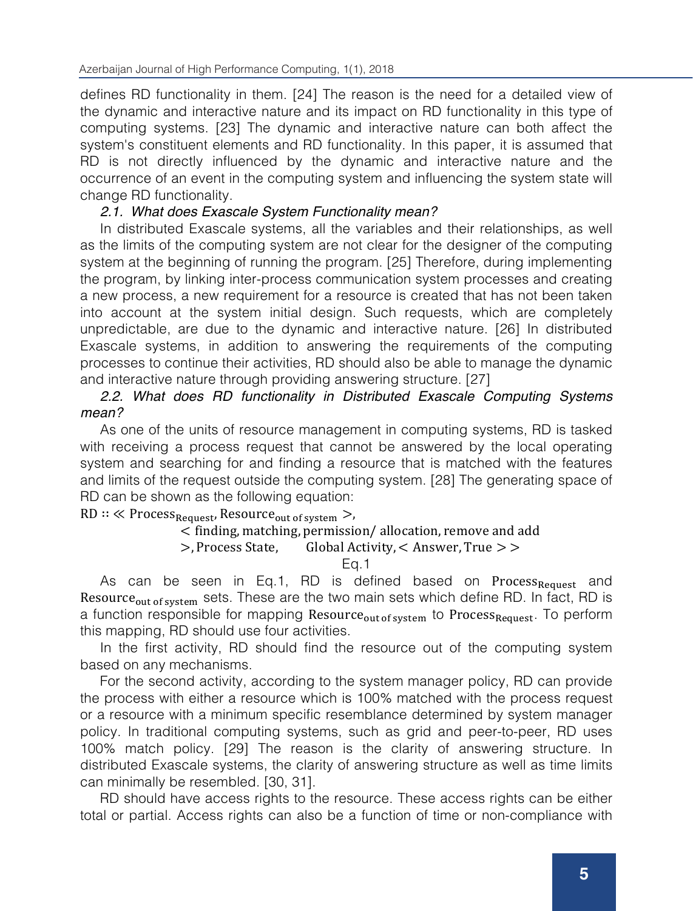defines RD functionality in them. [24] The reason is the need for a detailed view of the dynamic and interactive nature and its impact on RD functionality in this type of computing systems. [23] The dynamic and interactive nature can both affect the system's constituent elements and RD functionality. In this paper, it is assumed that RD is not directly influenced by the dynamic and interactive nature and the occurrence of an event in the computing system and influencing the system state will change RD functionality.

### *2.1. What does Exascale System Functionality mean?*

In distributed Exascale systems, all the variables and their relationships, as well as the limits of the computing system are not clear for the designer of the computing system at the beginning of running the program. [25] Therefore, during implementing the program, by linking inter-process communication system processes and creating a new process, a new requirement for a resource is created that has not been taken into account at the system initial design. Such requests, which are completely unpredictable, are due to the dynamic and interactive nature. [26] In distributed Exascale systems, in addition to answering the requirements of the computing processes to continue their activities, RD should also be able to manage the dynamic and interactive nature through providing answering structure. [27]

### *2.2. What does RD functionality in Distributed Exascale Computing Systems mean?*

As one of the units of resource management in computing systems, RD is tasked with receiving a process request that cannot be answered by the local operating system and searching for and finding a resource that is matched with the features and limits of the request outside the computing system. [28] The generating space of RD can be shown as the following equation:

$$\mathrm{RD} :: \ll \mathrm{Process}_{\mathrm{Request}}, \mathrm{Resource}_{\mathrm{out\ of\ system}} >, < \mathrm{finding, matching, permission/\ allocation, remove\ and\ add} >, \mathrm{Process\ State}, \quad \mathrm{Global\ Activity}, < \mathrm{Answer, True} > >$$

Eq.1

As can be seen in Eq.1, RD is defined based on $\mathrm{Process}_{\mathrm{Request}}$ and $\mathrm{Resource}_{\mathrm{out\ of\ system}}$ sets. These are the two main sets which define RD. In fact, RD is a function responsible for mapping $\mathrm{Resource}_{\mathrm{out\ of\ system}}$ to $\mathrm{Process}_{\mathrm{Request}}$. To perform this mapping, RD should use four activities.

In the first activity, RD should find the resource out of the computing system based on any mechanisms.

For the second activity, according to the system manager policy, RD can provide the process with either a resource which is 100% matched with the process request or a resource with a minimum specific resemblance determined by system manager policy. In traditional computing systems, such as grid and peer-to-peer, RD uses 100% match policy. [29] The reason is the clarity of answering structure. In distributed Exascale systems, the clarity of answering structure as well as time limits can minimally be resembled. [30, 31].

RD should have access rights to the resource. These access rights can be either total or partial. Access rights can also be a function of time or non-compliance with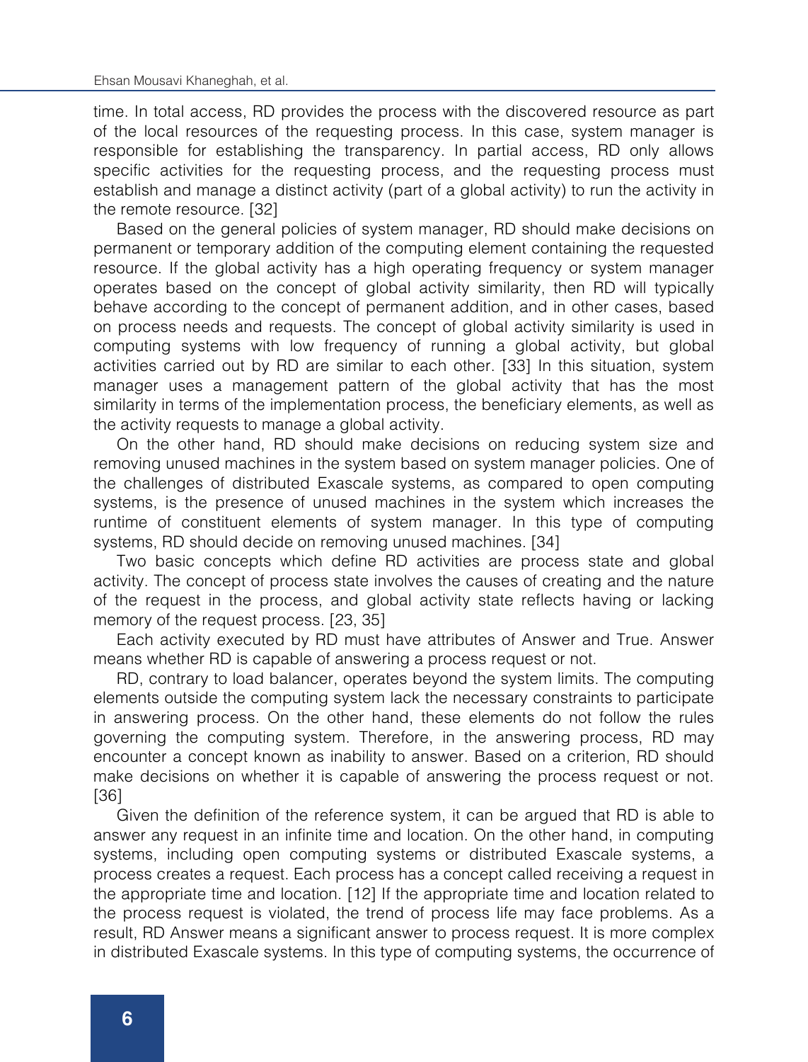time. In total access, RD provides the process with the discovered resource as part of the local resources of the requesting process. In this case, system manager is responsible for establishing the transparency. In partial access, RD only allows specific activities for the requesting process, and the requesting process must establish and manage a distinct activity (part of a global activity) to run the activity in the remote resource. [32]

Based on the general policies of system manager, RD should make decisions on permanent or temporary addition of the computing element containing the requested resource. If the global activity has a high operating frequency or system manager operates based on the concept of global activity similarity, then RD will typically behave according to the concept of permanent addition, and in other cases, based on process needs and requests. The concept of global activity similarity is used in computing systems with low frequency of running a global activity, but global activities carried out by RD are similar to each other. [33] In this situation, system manager uses a management pattern of the global activity that has the most similarity in terms of the implementation process, the beneficiary elements, as well as the activity requests to manage a global activity.

On the other hand, RD should make decisions on reducing system size and removing unused machines in the system based on system manager policies. One of the challenges of distributed Exascale systems, as compared to open computing systems, is the presence of unused machines in the system which increases the runtime of constituent elements of system manager. In this type of computing systems, RD should decide on removing unused machines. [34]

Two basic concepts which define RD activities are process state and global activity. The concept of process state involves the causes of creating and the nature of the request in the process, and global activity state reflects having or lacking memory of the request process. [23, 35]

Each activity executed by RD must have attributes of Answer and True. Answer means whether RD is capable of answering a process request or not.

RD, contrary to load balancer, operates beyond the system limits. The computing elements outside the computing system lack the necessary constraints to participate in answering process. On the other hand, these elements do not follow the rules governing the computing system. Therefore, in the answering process, RD may encounter a concept known as inability to answer. Based on a criterion, RD should make decisions on whether it is capable of answering the process request or not. [36]

Given the definition of the reference system, it can be argued that RD is able to answer any request in an infinite time and location. On the other hand, in computing systems, including open computing systems or distributed Exascale systems, a process creates a request. Each process has a concept called receiving a request in the appropriate time and location. [12] If the appropriate time and location related to the process request is violated, the trend of process life may face problems. As a result, RD Answer means a significant answer to process request. It is more complex in distributed Exascale systems. In this type of computing systems, the occurrence of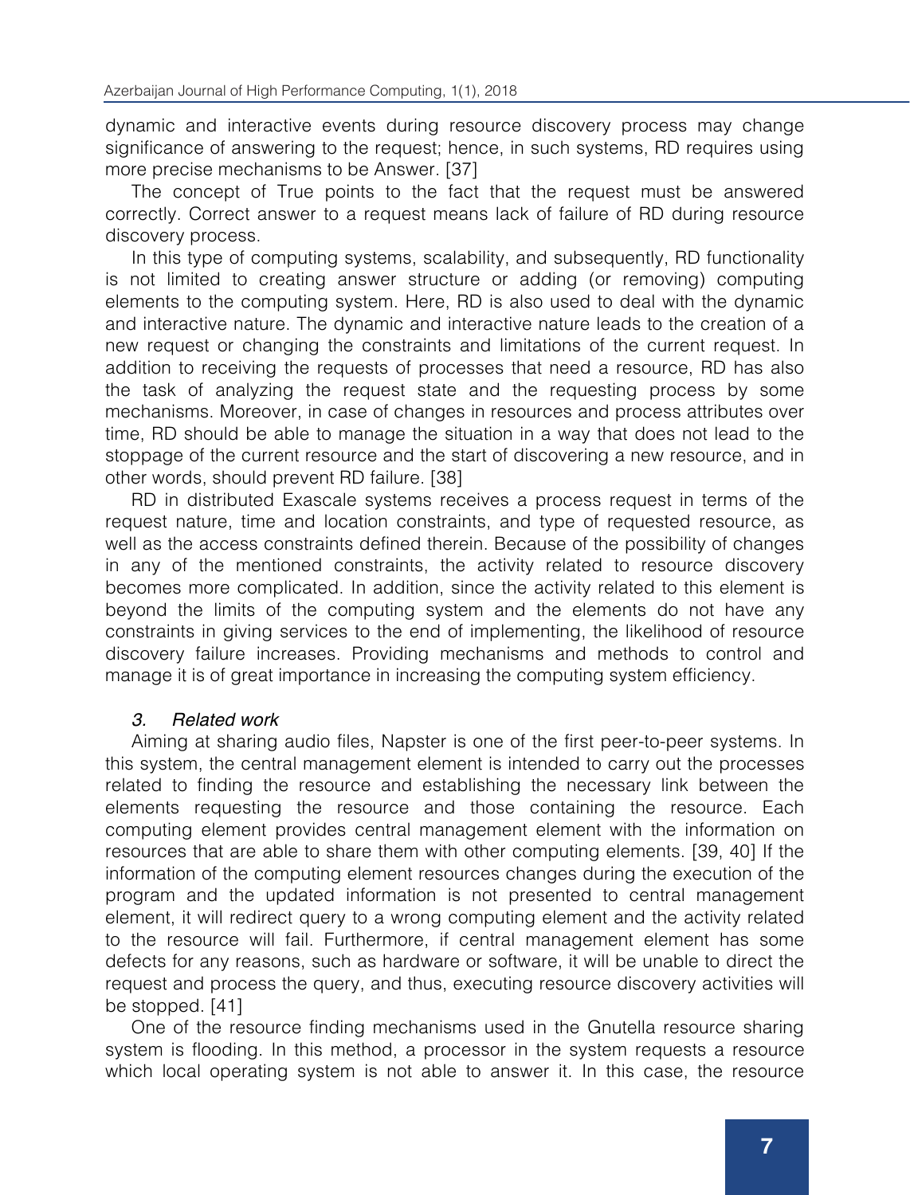dynamic and interactive events during resource discovery process may change significance of answering to the request; hence, in such systems, RD requires using more precise mechanisms to be Answer. [37]

The concept of True points to the fact that the request must be answered correctly. Correct answer to a request means lack of failure of RD during resource discovery process.

In this type of computing systems, scalability, and subsequently, RD functionality is not limited to creating answer structure or adding (or removing) computing elements to the computing system. Here, RD is also used to deal with the dynamic and interactive nature. The dynamic and interactive nature leads to the creation of a new request or changing the constraints and limitations of the current request. In addition to receiving the requests of processes that need a resource, RD has also the task of analyzing the request state and the requesting process by some mechanisms. Moreover, in case of changes in resources and process attributes over time, RD should be able to manage the situation in a way that does not lead to the stoppage of the current resource and the start of discovering a new resource, and in other words, should prevent RD failure. [38]

RD in distributed Exascale systems receives a process request in terms of the request nature, time and location constraints, and type of requested resource, as well as the access constraints defined therein. Because of the possibility of changes in any of the mentioned constraints, the activity related to resource discovery becomes more complicated. In addition, since the activity related to this element is beyond the limits of the computing system and the elements do not have any constraints in giving services to the end of implementing, the likelihood of resource discovery failure increases. Providing mechanisms and methods to control and manage it is of great importance in increasing the computing system efficiency.

## *3. Related work*

Aiming at sharing audio files, Napster is one of the first peer-to-peer systems. In this system, the central management element is intended to carry out the processes related to finding the resource and establishing the necessary link between the elements requesting the resource and those containing the resource. Each computing element provides central management element with the information on resources that are able to share them with other computing elements. [39, 40] If the information of the computing element resources changes during the execution of the program and the updated information is not presented to central management element, it will redirect query to a wrong computing element and the activity related to the resource will fail. Furthermore, if central management element has some defects for any reasons, such as hardware or software, it will be unable to direct the request and process the query, and thus, executing resource discovery activities will be stopped. [41]

One of the resource finding mechanisms used in the Gnutella resource sharing system is flooding. In this method, a processor in the system requests a resource which local operating system is not able to answer it. In this case, the resource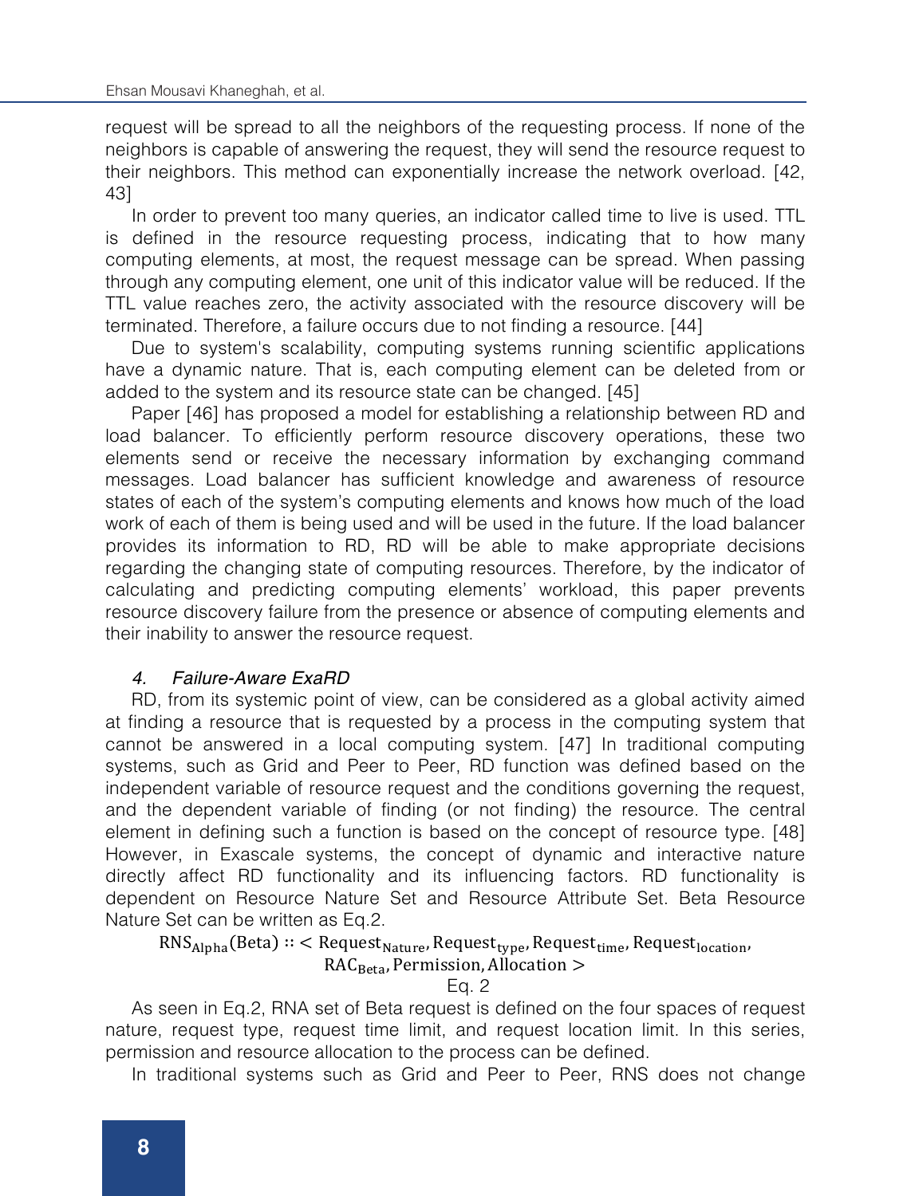request will be spread to all the neighbors of the requesting process. If none of the neighbors is capable of answering the request, they will send the resource request to their neighbors. This method can exponentially increase the network overload. [42, 43]

In order to prevent too many queries, an indicator called time to live is used. TTL is defined in the resource requesting process, indicating that to how many computing elements, at most, the request message can be spread. When passing through any computing element, one unit of this indicator value will be reduced. If the TTL value reaches zero, the activity associated with the resource discovery will be terminated. Therefore, a failure occurs due to not finding a resource. [44]

Due to system's scalability, computing systems running scientific applications have a dynamic nature. That is, each computing element can be deleted from or added to the system and its resource state can be changed. [45]

Paper [46] has proposed a model for establishing a relationship between RD and load balancer. To efficiently perform resource discovery operations, these two elements send or receive the necessary information by exchanging command messages. Load balancer has sufficient knowledge and awareness of resource states of each of the system's computing elements and knows how much of the load work of each of them is being used and will be used in the future. If the load balancer provides its information to RD, RD will be able to make appropriate decisions regarding the changing state of computing resources. Therefore, by the indicator of calculating and predicting computing elements' workload, this paper prevents resource discovery failure from the presence or absence of computing elements and their inability to answer the resource request.

### *4. Failure-Aware ExaRD*

RD, from its systemic point of view, can be considered as a global activity aimed at finding a resource that is requested by a process in the computing system that cannot be answered in a local computing system. [47] In traditional computing systems, such as Grid and Peer to Peer, RD function was defined based on the independent variable of resource request and the conditions governing the request, and the dependent variable of finding (or not finding) the resource. The central element in defining such a function is based on the concept of resource type. [48] However, in Exascale systems, the concept of dynamic and interactive nature directly affect RD functionality and its influencing factors. RD functionality is dependent on Resource Nature Set and Resource Attribute Set. Beta Resource Nature Set can be written as Eq.2.

$$\mathrm{RNS_{Alpha}(Beta)} :: < \mathrm{Request_{Nature}}, \mathrm{Request_{type}}, \mathrm{Request_{time}}, \mathrm{Request_{location}}, \mathrm{RAC_{Beta}}, \mathrm{Permission}, \mathrm{Allocation} >$$

Eq. 2

As seen in Eq.2, RNA set of Beta request is defined on the four spaces of request nature, request type, request time limit, and request location limit. In this series, permission and resource allocation to the process can be defined.

In traditional systems such as Grid and Peer to Peer, RNS does not change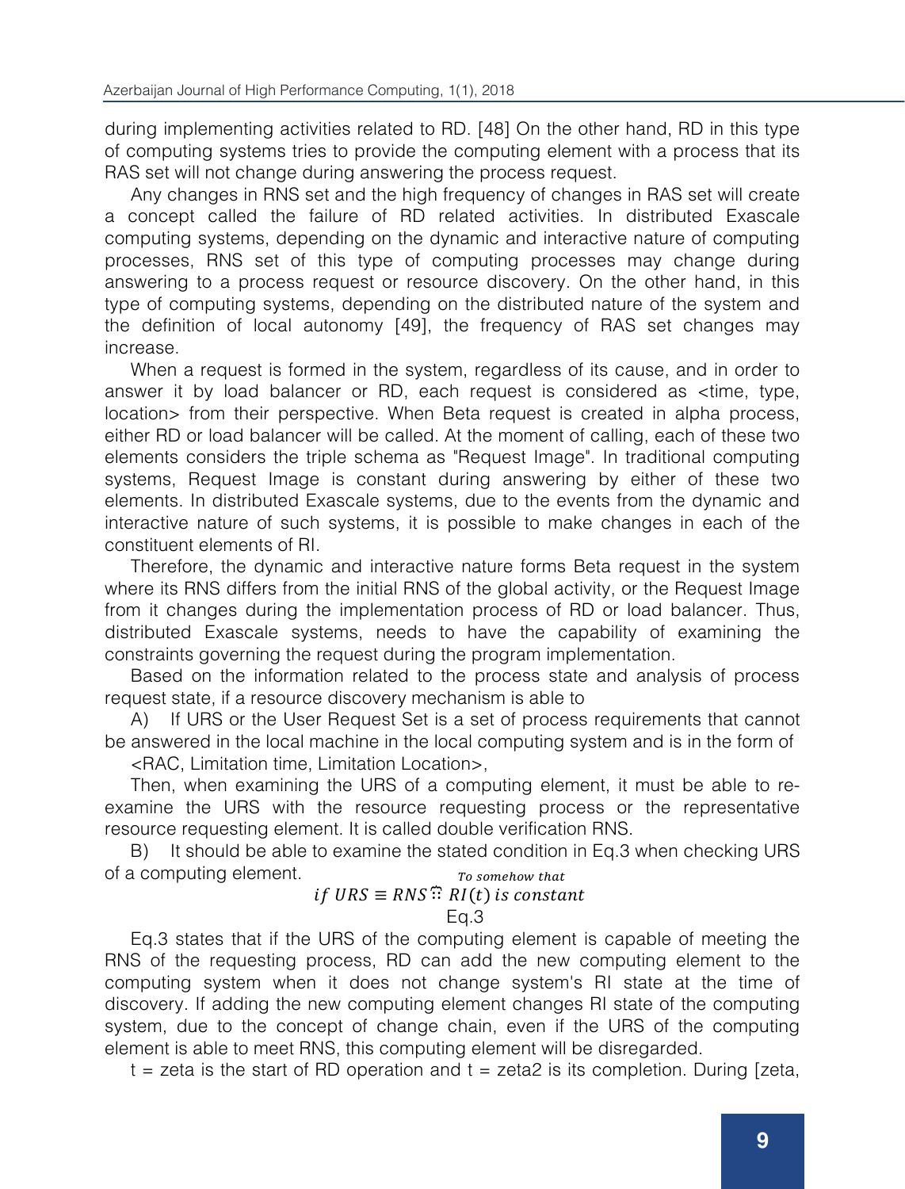during implementing activities related to RD. [48] On the other hand, RD in this type of computing systems tries to provide the computing element with a process that its RAS set will not change during answering the process request.

Any changes in RNS set and the high frequency of changes in RAS set will create a concept called the failure of RD related activities. In distributed Exascale computing systems, depending on the dynamic and interactive nature of computing processes, RNS set of this type of computing processes may change during answering to a process request or resource discovery. On the other hand, in this type of computing systems, depending on the distributed nature of the system and the definition of local autonomy [49], the frequency of RAS set changes may increase.

When a request is formed in the system, regardless of its cause, and in order to answer it by load balancer or RD, each request is considered as <time, type, location> from their perspective. When Beta request is created in alpha process, either RD or load balancer will be called. At the moment of calling, each of these two elements considers the triple schema as "Request Image". In traditional computing systems, Request Image is constant during answering by either of these two elements. In distributed Exascale systems, due to the events from the dynamic and interactive nature of such systems, it is possible to make changes in each of the constituent elements of RI.

Therefore, the dynamic and interactive nature forms Beta request in the system where its RNS differs from the initial RNS of the global activity, or the Request Image from it changes during the implementation process of RD or load balancer. Thus, distributed Exascale systems, needs to have the capability of examining the constraints governing the request during the program implementation.

Based on the information related to the process state and analysis of process request state, if a resource discovery mechanism is able to

A) If URS or the User Request Set is a set of process requirements that cannot be answered in the local machine in the local computing system and is in the form of

<RAC, Limitation time, Limitation Location>,

Then, when examining the URS of a computing element, it must be able to re-examine the URS with the resource requesting process or the representative resource requesting element. It is called double verification RNS.

B) It should be able to examine the stated condition in Eq.3 when checking URS of a computing element.

$$if\ URS \equiv RNS \overset{\text{To somehow that}}{\therefore} RI(t)\ is\ constant$$

Eq.3

Eq.3 states that if the URS of the computing element is capable of meeting the RNS of the requesting process, RD can add the new computing element to the computing system when it does not change system's RI state at the time of discovery. If adding the new computing element changes RI state of the computing system, due to the concept of change chain, even if the URS of the computing element is able to meet RNS, this computing element will be disregarded.

t = zeta is the start of RD operation and t = zeta2 is its completion. During [zeta,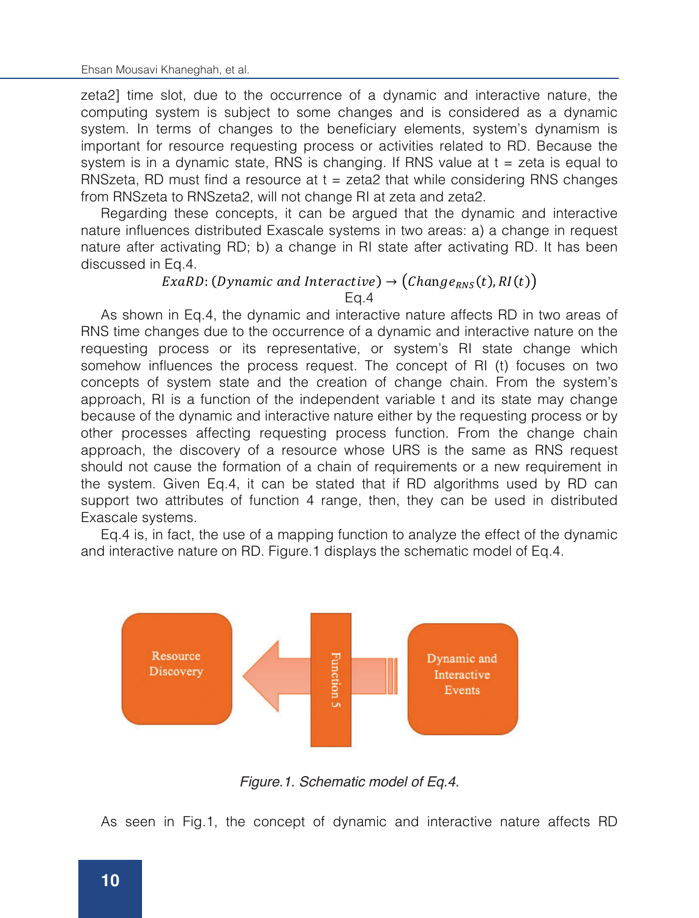zeta2] time slot, due to the occurrence of a dynamic and interactive nature, the computing system is subject to some changes and is considered as a dynamic system. In terms of changes to the beneficiary elements, system's dynamism is important for resource requesting process or activities related to RD. Because the system is in a dynamic state, RNS is changing. If RNS value at t = zeta is equal to RNSzeta, RD must find a resource at t = zeta2 that while considering RNS changes from RNSzeta to RNSzeta2, will not change RI at zeta and zeta2.

Regarding these concepts, it can be argued that the dynamic and interactive nature influences distributed Exascale systems in two areas: a) a change in request nature after activating RD; b) a change in RI state after activating RD. It has been discussed in Eq.4.

$$ExaRD\text{: } (Dynamic\ and\ Interactive) \rightarrow \left(Change_{RNS}(t), RI(t)\right)$$

Eq.4

As shown in Eq.4, the dynamic and interactive nature affects RD in two areas of RNS time changes due to the occurrence of a dynamic and interactive nature on the requesting process or its representative, or system's RI state change which somehow influences the process request. The concept of RI (t) focuses on two concepts of system state and the creation of change chain. From the system's approach, RI is a function of the independent variable t and its state may change because of the dynamic and interactive nature either by the requesting process or by other processes affecting requesting process function. From the change chain approach, the discovery of a resource whose URS is the same as RNS request should not cause the formation of a chain of requirements or a new requirement in the system. Given Eq.4, it can be stated that if RD algorithms used by RD can support two attributes of function 4 range, then, they can be used in distributed Exascale systems.

Eq.4 is, in fact, the use of a mapping function to analyze the effect of the dynamic and interactive nature on RD. Figure.1 displays the schematic model of Eq.4.

Resource Discovery ← Function 5 ← Dynamic and Interactive Events

*Figure.1. Schematic model of Eq.4.*

As seen in Fig.1, the concept of dynamic and interactive nature affects RD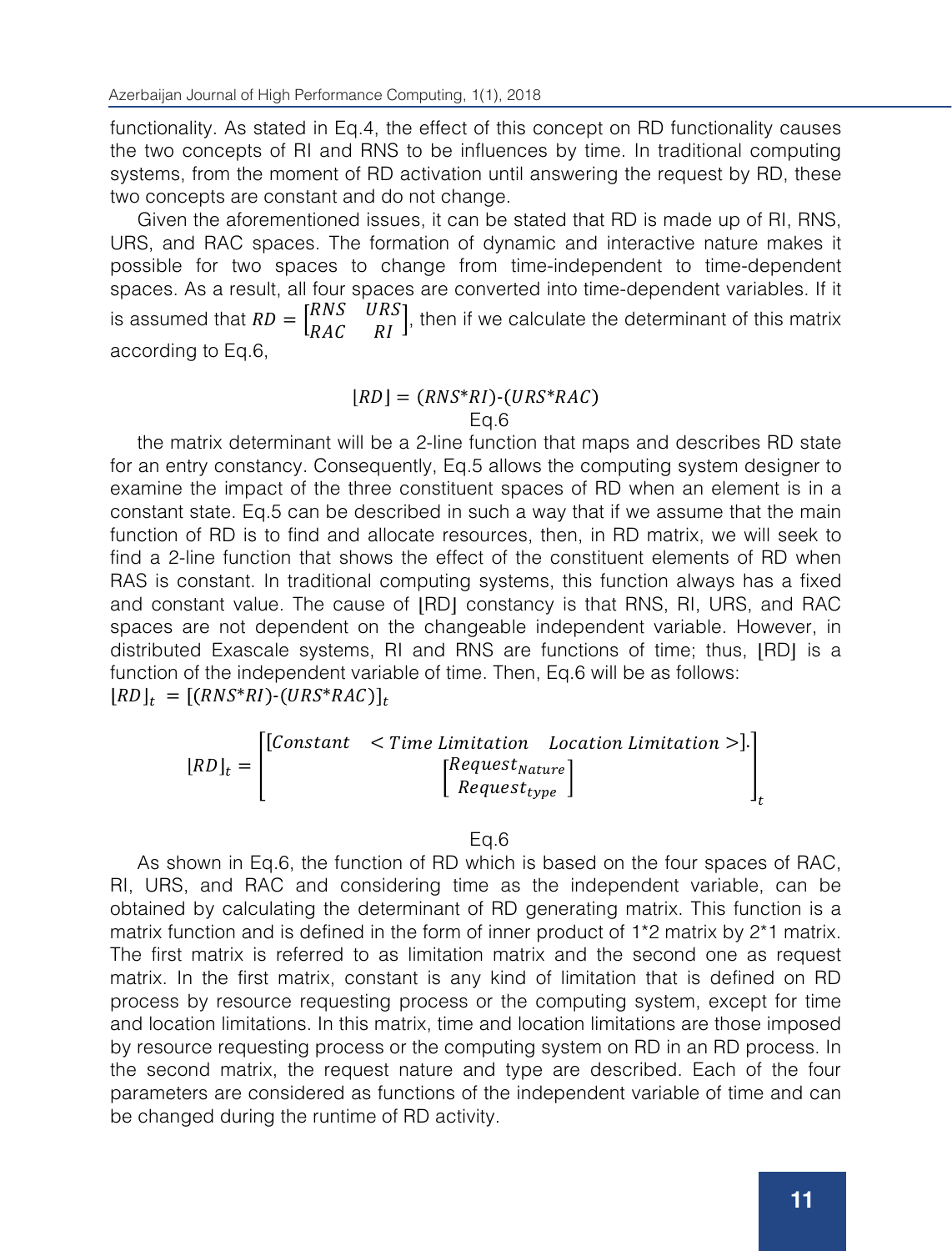functionality. As stated in Eq.4, the effect of this concept on RD functionality causes the two concepts of RI and RNS to be influences by time. In traditional computing systems, from the moment of RD activation until answering the request by RD, these two concepts are constant and do not change.

Given the aforementioned issues, it can be stated that RD is made up of RI, RNS, URS, and RAC spaces. The formation of dynamic and interactive nature makes it possible for two spaces to change from time-independent to time-dependent spaces. As a result, all four spaces are converted into time-dependent variables. If it is assumed that $RD = \begin{bmatrix} RNS & URS \\ RAC & RI \end{bmatrix}$, then if we calculate the determinant of this matrix according to Eq.6,

$$\lfloor RD \rfloor = (RNS{*}RI)\text{-}(URS{*}RAC)$$

Eq.6

the matrix determinant will be a 2-line function that maps and describes RD state for an entry constancy. Consequently, Eq.5 allows the computing system designer to examine the impact of the three constituent spaces of RD when an element is in a constant state. Eq.5 can be described in such a way that if we assume that the main function of RD is to find and allocate resources, then, in RD matrix, we will seek to find a 2-line function that shows the effect of the constituent elements of RD when RAS is constant. In traditional computing systems, this function always has a fixed and constant value. The cause of ⌊RD⌋ constancy is that RNS, RI, URS, and RAC spaces are not dependent on the changeable independent variable. However, in distributed Exascale systems, RI and RNS are functions of time; thus, ⌊RD⌋ is a function of the independent variable of time. Then, Eq.6 will be as follows:

$\lfloor RD \rfloor_t = [(RNS{*}RI)\text{-}(URS{*}RAC)]_t$

$$\lfloor RD \rfloor_t = \begin{bmatrix} [Constant \quad < Time\ Limitation \quad Location\ Limitation >]. \\ \begin{bmatrix} Request_{Nature} \\ Request_{type} \end{bmatrix} \end{bmatrix}_t$$

Eq.6

As shown in Eq.6, the function of RD which is based on the four spaces of RAC, RI, URS, and RAC and considering time as the independent variable, can be obtained by calculating the determinant of RD generating matrix. This function is a matrix function and is defined in the form of inner product of 1*2 matrix by 2*1 matrix. The first matrix is referred to as limitation matrix and the second one as request matrix. In the first matrix, constant is any kind of limitation that is defined on RD process by resource requesting process or the computing system, except for time and location limitations. In this matrix, time and location limitations are those imposed by resource requesting process or the computing system on RD in an RD process. In the second matrix, the request nature and type are described. Each of the four parameters are considered as functions of the independent variable of time and can be changed during the runtime of RD activity.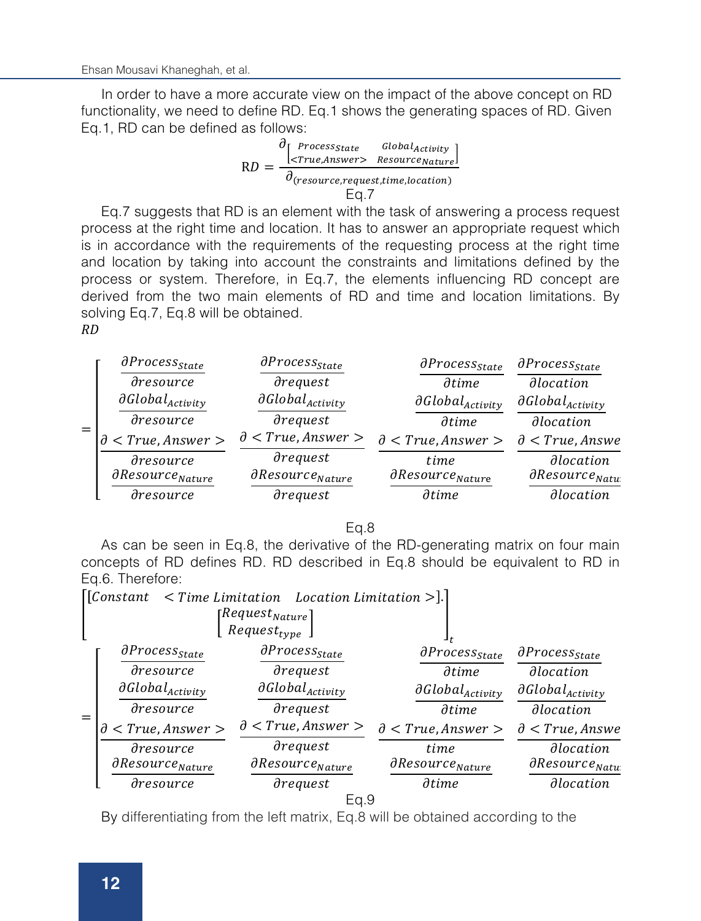In order to have a more accurate view on the impact of the above concept on RD functionality, we need to define RD. Eq.1 shows the generating spaces of RD. Given Eq.1, RD can be defined as follows:

$$\mathrm{RD} = \frac{\partial \begin{bmatrix} Process_{State} & Global_{Activity} \\ <True, Answer> & Resource_{Nature} \end{bmatrix}}{\partial_{(resource, request, time, location)}}$$

Eq.7

Eq.7 suggests that RD is an element with the task of answering a process request process at the right time and location. It has to answer an appropriate request which is in accordance with the requirements of the requesting process at the right time and location by taking into account the constraints and limitations defined by the process or system. Therefore, in Eq.7, the elements influencing RD concept are derived from the two main elements of RD and time and location limitations. By solving Eq.7, Eq.8 will be obtained.

$$RD = \begin{bmatrix} \frac{\partial Process_{State}}{\partial resource} & \frac{\partial Process_{State}}{\partial request} & \frac{\partial Process_{State}}{\partial time} & \frac{\partial Process_{State}}{\partial location} \\ \frac{\partial Global_{Activity}}{\partial resource} & \frac{\partial Global_{Activity}}{\partial request} & \frac{\partial Global_{Activity}}{\partial time} & \frac{\partial Global_{Activity}}{\partial location} \\ \frac{\partial < True, Answer >}{\partial resource} & \frac{\partial < True, Answer >}{\partial request} & \frac{\partial < True, Answer >}{time} & \frac{\partial < True, Answe}{\partial location} \\ \frac{\partial Resource_{Nature}}{\partial resource} & \frac{\partial Resource_{Nature}}{\partial request} & \frac{\partial Resource_{Nature}}{\partial time} & \frac{\partial Resource_{Natu}}{\partial location} \end{bmatrix}$$

Eq.8

As can be seen in Eq.8, the derivative of the RD-generating matrix on four main concepts of RD defines RD. RD described in Eq.8 should be equivalent to RD in Eq.6. Therefore:

$$\begin{bmatrix} [Constant \quad < Time\ Limitation \quad Location\ Limitation >]. \\ \begin{bmatrix} Request_{Nature} \\ Request_{type} \end{bmatrix} \end{bmatrix}_t = \begin{bmatrix} \frac{\partial Process_{State}}{\partial resource} & \frac{\partial Process_{State}}{\partial request} & \frac{\partial Process_{State}}{\partial time} & \frac{\partial Process_{State}}{\partial location} \\ \frac{\partial Global_{Activity}}{\partial resource} & \frac{\partial Global_{Activity}}{\partial request} & \frac{\partial Global_{Activity}}{\partial time} & \frac{\partial Global_{Activity}}{\partial location} \\ \frac{\partial < True, Answer >}{\partial resource} & \frac{\partial < True, Answer >}{\partial request} & \frac{\partial < True, Answer >}{time} & \frac{\partial < True, Answe}{\partial location} \\ \frac{\partial Resource_{Nature}}{\partial resource} & \frac{\partial Resource_{Nature}}{\partial request} & \frac{\partial Resource_{Nature}}{\partial time} & \frac{\partial Resource_{Natu}}{\partial location} \end{bmatrix}$$

Eq.9

By differentiating from the left matrix, Eq.8 will be obtained according to the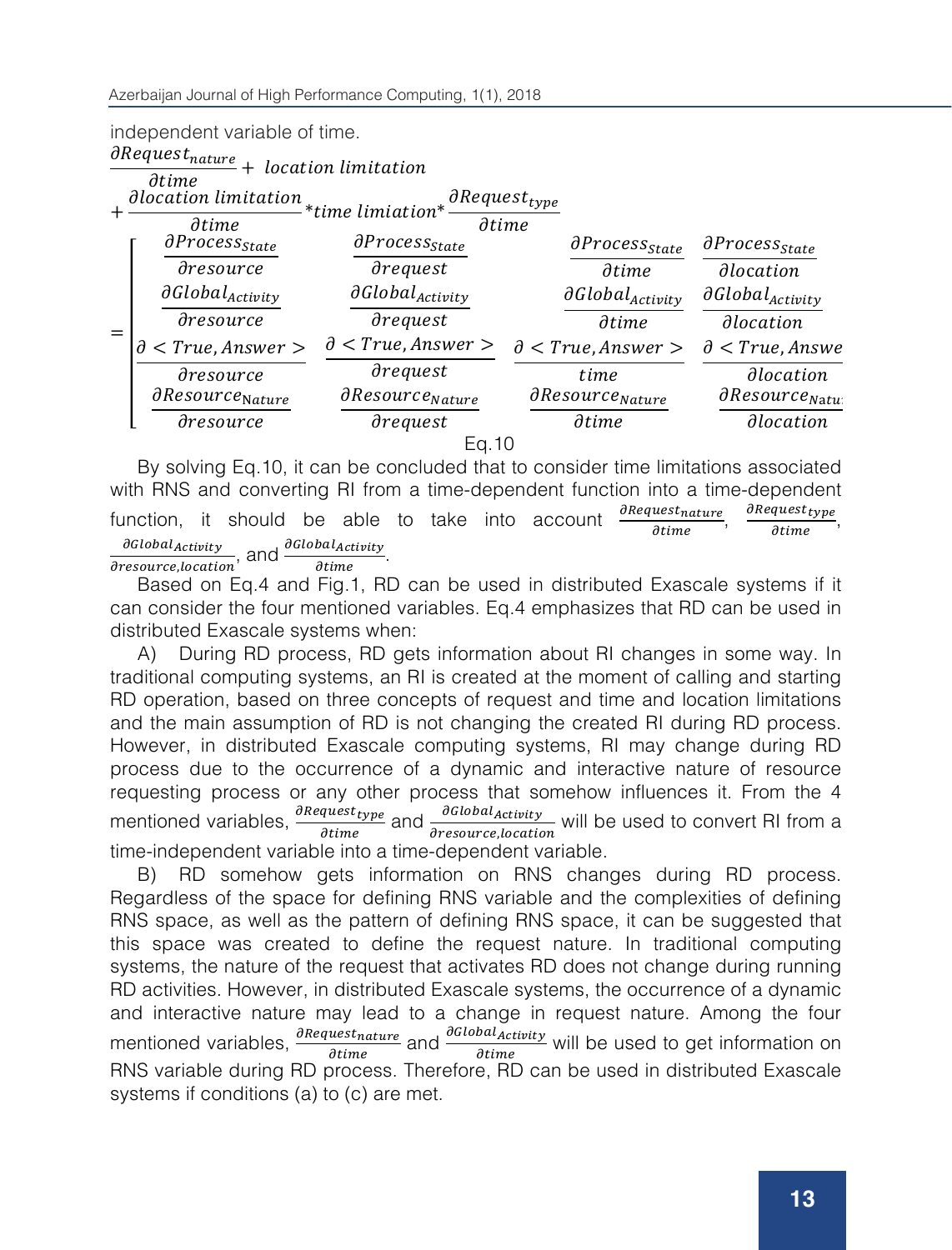independent variable of time.

$$
\frac{\partial Request_{nature}}{\partial time} + location\ limitation + \frac{\partial location\ limitation}{\partial time} * time\ limiation * \frac{\partial Request_{type}}{\partial time}
= \begin{bmatrix}
\frac{\partial Process_{State}}{\partial resource} & \frac{\partial Process_{State}}{\partial request} & \frac{\partial Process_{State}}{\partial time} & \frac{\partial Process_{State}}{\partial location} \\
\frac{\partial Global_{Activity}}{\partial resource} & \frac{\partial Global_{Activity}}{\partial request} & \frac{\partial Global_{Activity}}{\partial time} & \frac{\partial Global_{Activity}}{\partial location} \\
\frac{\partial < True, Answer >}{\partial resource} & \frac{\partial < True, Answer >}{\partial request} & \frac{\partial < True, Answer >}{time} & \frac{\partial < True, Answe}{\partial location} \\
\frac{\partial Resource_{Nature}}{\partial resource} & \frac{\partial Resource_{Nature}}{\partial request} & \frac{\partial Resource_{Nature}}{\partial time} & \frac{\partial Resource_{Natu}}{\partial location}
\end{bmatrix}
$$

Eq.10

By solving Eq.10, it can be concluded that to consider time limitations associated with RNS and converting RI from a time-dependent function into a time-dependent function, it should be able to take into account $\frac{\partial Request_{nature}}{\partial time}$, $\frac{\partial Request_{type}}{\partial time}$, $\frac{\partial Global_{Activity}}{\partial resource,location}$, and $\frac{\partial Global_{Activity}}{\partial time}$.

Based on Eq.4 and Fig.1, RD can be used in distributed Exascale systems if it can consider the four mentioned variables. Eq.4 emphasizes that RD can be used in distributed Exascale systems when:

A) During RD process, RD gets information about RI changes in some way. In traditional computing systems, an RI is created at the moment of calling and starting RD operation, based on three concepts of request and time and location limitations and the main assumption of RD is not changing the created RI during RD process. However, in distributed Exascale computing systems, RI may change during RD process due to the occurrence of a dynamic and interactive nature of resource requesting process or any other process that somehow influences it. From the 4 mentioned variables, $\frac{\partial Request_{type}}{\partial time}$ and $\frac{\partial Global_{Activity}}{\partial resource,location}$ will be used to convert RI from a time-independent variable into a time-dependent variable.

B) RD somehow gets information on RNS changes during RD process. Regardless of the space for defining RNS variable and the complexities of defining RNS space, as well as the pattern of defining RNS space, it can be suggested that this space was created to define the request nature. In traditional computing systems, the nature of the request that activates RD does not change during running RD activities. However, in distributed Exascale systems, the occurrence of a dynamic and interactive nature may lead to a change in request nature. Among the four mentioned variables, $\frac{\partial Request_{nature}}{\partial time}$ and $\frac{\partial Global_{Activity}}{\partial time}$ will be used to get information on RNS variable during RD process. Therefore, RD can be used in distributed Exascale systems if conditions (a) to (c) are met.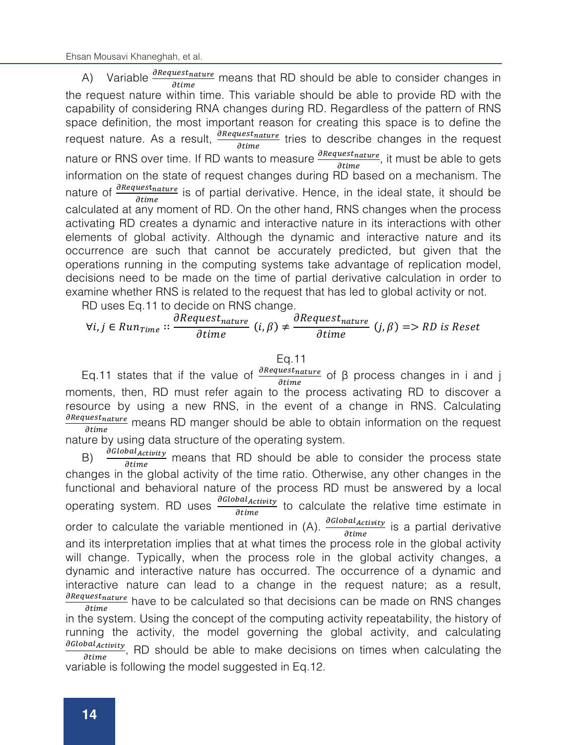A) Variable $\frac{\partial Request_{nature}}{\partial time}$ means that RD should be able to consider changes in the request nature within time. This variable should be able to provide RD with the capability of considering RNA changes during RD. Regardless of the pattern of RNS space definition, the most important reason for creating this space is to define the request nature. As a result, $\frac{\partial Request_{nature}}{\partial time}$ tries to describe changes in the request nature or RNS over time. If RD wants to measure $\frac{\partial Request_{nature}}{\partial time}$, it must be able to gets information on the state of request changes during RD based on a mechanism. The nature of $\frac{\partial Request_{nature}}{\partial time}$ is of partial derivative. Hence, in the ideal state, it should be calculated at any moment of RD. On the other hand, RNS changes when the process activating RD creates a dynamic and interactive nature in its interactions with other elements of global activity. Although the dynamic and interactive nature and its occurrence are such that cannot be accurately predicted, but given that the operations running in the computing systems take advantage of replication model, decisions need to be made on the time of partial derivative calculation in order to examine whether RNS is related to the request that has led to global activity or not.

RD uses Eq.11 to decide on RNS change.

$$\forall i, j \in Run_{Time} :: \frac{\partial Request_{nature}}{\partial time}(i, \beta) \neq \frac{\partial Request_{nature}}{\partial time}(j, \beta) => RD\ is\ Reset$$

Eq.11

Eq.11 states that if the value of $\frac{\partial Request_{nature}}{\partial time}$ of β process changes in i and j moments, then, RD must refer again to the process activating RD to discover a resource by using a new RNS, in the event of a change in RNS. Calculating $\frac{\partial Request_{nature}}{\partial time}$ means RD manger should be able to obtain information on the request nature by using data structure of the operating system.

B) $\frac{\partial Global_{Activity}}{\partial time}$ means that RD should be able to consider the process state changes in the global activity of the time ratio. Otherwise, any other changes in the functional and behavioral nature of the process RD must be answered by a local operating system. RD uses $\frac{\partial Global_{Activity}}{\partial time}$ to calculate the relative time estimate in order to calculate the variable mentioned in (A). $\frac{\partial Global_{Activity}}{\partial time}$ is a partial derivative and its interpretation implies that at what times the process role in the global activity will change. Typically, when the process role in the global activity changes, a dynamic and interactive nature has occurred. The occurrence of a dynamic and interactive nature can lead to a change in the request nature; as a result, $\frac{\partial Request_{nature}}{\partial time}$ have to be calculated so that decisions can be made on RNS changes in the system. Using the concept of the computing activity repeatability, the history of running the activity, the model governing the global activity, and calculating $\frac{\partial Global_{Activity}}{\partial time}$, RD should be able to make decisions on times when calculating the variable is following the model suggested in Eq.12.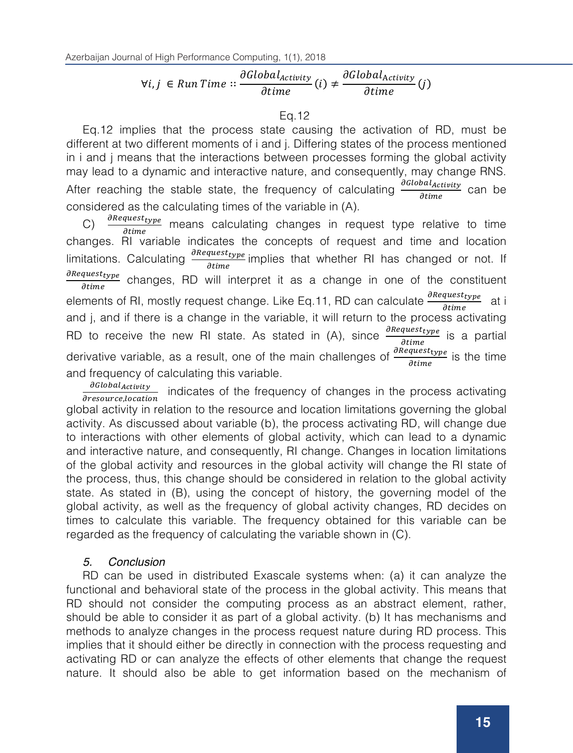$$\forall i, j \in Run\,Time :: \frac{\partial Global_{Activity}}{\partial time}(i) \neq \frac{\partial Global_{\text{Activity}}}{\partial time}(j)$$

Eq.12

Eq.12 implies that the process state causing the activation of RD, must be different at two different moments of i and j. Differing states of the process mentioned in i and j means that the interactions between processes forming the global activity may lead to a dynamic and interactive nature, and consequently, may change RNS. After reaching the stable state, the frequency of calculating $\frac{\partial Global_{Activity}}{\partial time}$ can be considered as the calculating times of the variable in (A).

C) $\frac{\partial Request_{type}}{\partial time}$ means calculating changes in request type relative to time changes. RI variable indicates the concepts of request and time and location limitations. Calculating $\frac{\partial Request_{type}}{\partial time}$ implies that whether RI has changed or not. If $\frac{\partial Request_{type}}{\partial time}$ changes, RD will interpret it as a change in one of the constituent elements of RI, mostly request change. Like Eq.11, RD can calculate $\frac{\partial Request_{type}}{\partial time}$ at i and j, and if there is a change in the variable, it will return to the process activating RD to receive the new RI state. As stated in (A), since $\frac{\partial Request_{type}}{\partial time}$ is a partial derivative variable, as a result, one of the main challenges of $\frac{\partial Request_{type}}{\partial time}$ is the time and frequency of calculating this variable.

$\frac{\partial Global_{Activity}}{\partial resource,location}$ indicates of the frequency of changes in the process activating global activity in relation to the resource and location limitations governing the global activity. As discussed about variable (b), the process activating RD, will change due to interactions with other elements of global activity, which can lead to a dynamic and interactive nature, and consequently, RI change. Changes in location limitations of the global activity and resources in the global activity will change the RI state of the process, thus, this change should be considered in relation to the global activity state. As stated in (B), using the concept of history, the governing model of the global activity, as well as the frequency of global activity changes, RD decides on times to calculate this variable. The frequency obtained for this variable can be regarded as the frequency of calculating the variable shown in (C).

## *5. Conclusion*

RD can be used in distributed Exascale systems when: (a) it can analyze the functional and behavioral state of the process in the global activity. This means that RD should not consider the computing process as an abstract element, rather, should be able to consider it as part of a global activity. (b) It has mechanisms and methods to analyze changes in the process request nature during RD process. This implies that it should either be directly in connection with the process requesting and activating RD or can analyze the effects of other elements that change the request nature. It should also be able to get information based on the mechanism of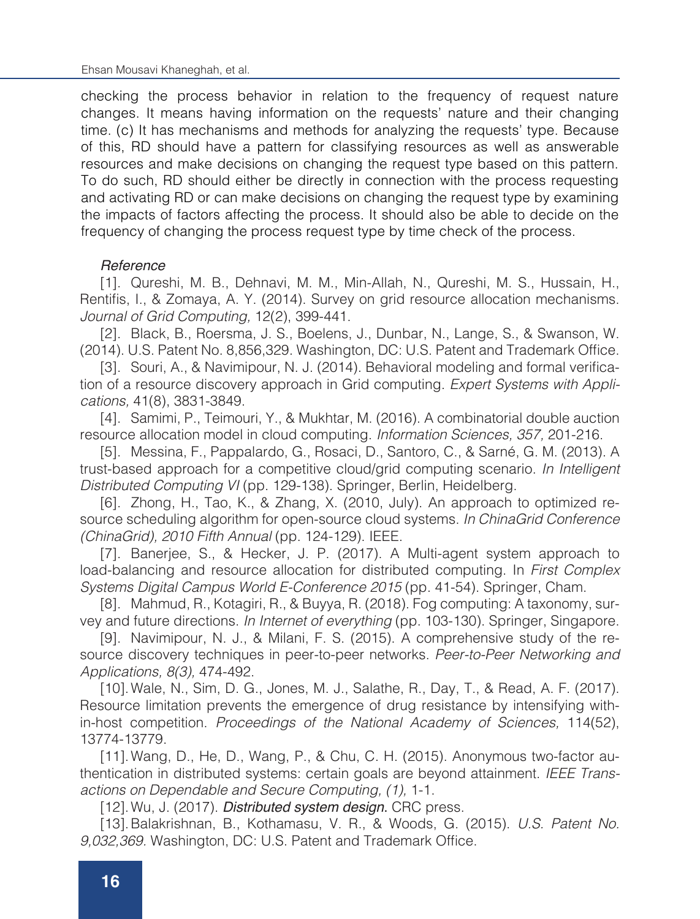checking the process behavior in relation to the frequency of request nature changes. It means having information on the requests' nature and their changing time. (c) It has mechanisms and methods for analyzing the requests' type. Because of this, RD should have a pattern for classifying resources as well as answerable resources and make decisions on changing the request type based on this pattern. To do such, RD should either be directly in connection with the process requesting and activating RD or can make decisions on changing the request type by examining the impacts of factors affecting the process. It should also be able to decide on the frequency of changing the process request type by time check of the process.

## *Reference*

[1]. Qureshi, M. B., Dehnavi, M. M., Min-Allah, N., Qureshi, M. S., Hussain, H., Rentifis, I., & Zomaya, A. Y. (2014). Survey on grid resource allocation mechanisms. *Journal of Grid Computing,* 12(2), 399-441.

[2]. Black, B., Roersma, J. S., Boelens, J., Dunbar, N., Lange, S., & Swanson, W. (2014). U.S. Patent No. 8,856,329. Washington, DC: U.S. Patent and Trademark Office.

[3]. Souri, A., & Navimipour, N. J. (2014). Behavioral modeling and formal verification of a resource discovery approach in Grid computing. *Expert Systems with Applications,* 41(8), 3831-3849.

[4]. Samimi, P., Teimouri, Y., & Mukhtar, M. (2016). A combinatorial double auction resource allocation model in cloud computing. *Information Sciences, 357,* 201-216.

[5]. Messina, F., Pappalardo, G., Rosaci, D., Santoro, C., & Sarné, G. M. (2013). A trust-based approach for a competitive cloud/grid computing scenario. *In Intelligent Distributed Computing VI* (pp. 129-138). Springer, Berlin, Heidelberg.

[6]. Zhong, H., Tao, K., & Zhang, X. (2010, July). An approach to optimized resource scheduling algorithm for open-source cloud systems. *In ChinaGrid Conference (ChinaGrid), 2010 Fifth Annual* (pp. 124-129). IEEE.

[7]. Banerjee, S., & Hecker, J. P. (2017). A Multi-agent system approach to load-balancing and resource allocation for distributed computing. In *First Complex Systems Digital Campus World E-Conference 2015* (pp. 41-54). Springer, Cham.

[8]. Mahmud, R., Kotagiri, R., & Buyya, R. (2018). Fog computing: A taxonomy, survey and future directions. *In Internet of everything* (pp. 103-130). Springer, Singapore.

[9]. Navimipour, N. J., & Milani, F. S. (2015). A comprehensive study of the resource discovery techniques in peer-to-peer networks. *Peer-to-Peer Networking and Applications, 8(3),* 474-492.

[10]. Wale, N., Sim, D. G., Jones, M. J., Salathe, R., Day, T., & Read, A. F. (2017). Resource limitation prevents the emergence of drug resistance by intensifying within-host competition. *Proceedings of the National Academy of Sciences,* 114(52), 13774-13779.

[11]. Wang, D., He, D., Wang, P., & Chu, C. H. (2015). Anonymous two-factor authentication in distributed systems: certain goals are beyond attainment. *IEEE Transactions on Dependable and Secure Computing, (1),* 1-1.

[12]. Wu, J. (2017). ***Distributed system design.*** CRC press.

[13]. Balakrishnan, B., Kothamasu, V. R., & Woods, G. (2015). *U.S. Patent No. 9,032,369.* Washington, DC: U.S. Patent and Trademark Office.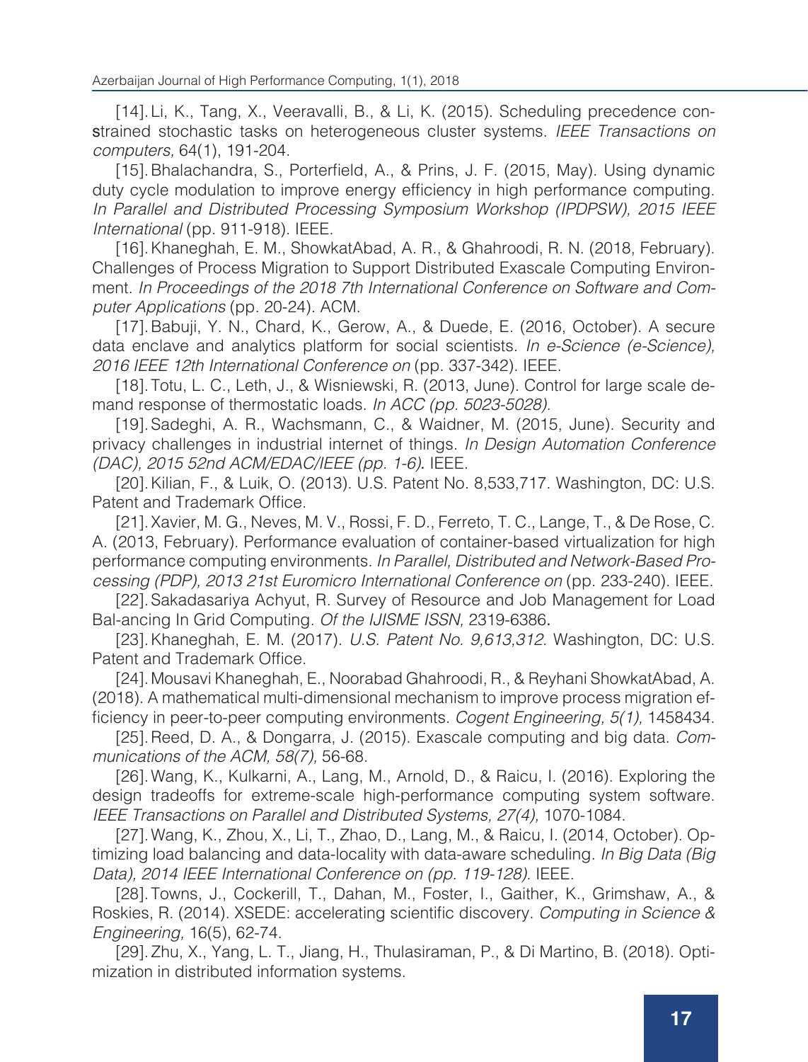[14]. Li, K., Tang, X., Veeravalli, B., & Li, K. (2015). Scheduling precedence constrained stochastic tasks on heterogeneous cluster systems. *IEEE Transactions on computers,* 64(1), 191-204.

[15]. Bhalachandra, S., Porterfield, A., & Prins, J. F. (2015, May). Using dynamic duty cycle modulation to improve energy efficiency in high performance computing. *In Parallel and Distributed Processing Symposium Workshop (IPDPSW), 2015 IEEE International* (pp. 911-918). IEEE.

[16]. Khaneghah, E. M., ShowkatAbad, A. R., & Ghahroodi, R. N. (2018, February). Challenges of Process Migration to Support Distributed Exascale Computing Environment. *In Proceedings of the 2018 7th International Conference on Software and Computer Applications* (pp. 20-24). ACM.

[17]. Babuji, Y. N., Chard, K., Gerow, A., & Duede, E. (2016, October). A secure data enclave and analytics platform for social scientists. *In e-Science (e-Science), 2016 IEEE 12th International Conference on* (pp. 337-342). IEEE.

[18]. Totu, L. C., Leth, J., & Wisniewski, R. (2013, June). Control for large scale demand response of thermostatic loads. *In ACC (pp. 5023-5028).*

[19]. Sadeghi, A. R., Wachsmann, C., & Waidner, M. (2015, June). Security and privacy challenges in industrial internet of things. *In Design Automation Conference (DAC), 2015 52nd ACM/EDAC/IEEE (pp. 1-6)*. IEEE.

[20]. Kilian, F., & Luik, O. (2013). U.S. Patent No. 8,533,717. Washington, DC: U.S. Patent and Trademark Office.

[21]. Xavier, M. G., Neves, M. V., Rossi, F. D., Ferreto, T. C., Lange, T., & De Rose, C. A. (2013, February). Performance evaluation of container-based virtualization for high performance computing environments. *In Parallel, Distributed and Network-Based Processing (PDP), 2013 21st Euromicro International Conference on* (pp. 233-240). IEEE.

[22]. Sakadasariya Achyut, R. Survey of Resource and Job Management for Load Bal-ancing In Grid Computing. *Of the IJISME ISSN,* 2319-6386.

[23]. Khaneghah, E. M. (2017). *U.S. Patent No. 9,613,312*. Washington, DC: U.S. Patent and Trademark Office.

[24]. Mousavi Khaneghah, E., Noorabad Ghahroodi, R., & Reyhani ShowkatAbad, A. (2018). A mathematical multi-dimensional mechanism to improve process migration efficiency in peer-to-peer computing environments. *Cogent Engineering, 5(1),* 1458434.

[25]. Reed, D. A., & Dongarra, J. (2015). Exascale computing and big data. *Communications of the ACM, 58(7),* 56-68.

[26]. Wang, K., Kulkarni, A., Lang, M., Arnold, D., & Raicu, I. (2016). Exploring the design tradeoffs for extreme-scale high-performance computing system software. *IEEE Transactions on Parallel and Distributed Systems, 27(4),* 1070-1084.

[27]. Wang, K., Zhou, X., Li, T., Zhao, D., Lang, M., & Raicu, I. (2014, October). Optimizing load balancing and data-locality with data-aware scheduling. *In Big Data (Big Data), 2014 IEEE International Conference on (pp. 119-128).* IEEE.

[28]. Towns, J., Cockerill, T., Dahan, M., Foster, I., Gaither, K., Grimshaw, A., & Roskies, R. (2014). XSEDE: accelerating scientific discovery. *Computing in Science & Engineering,* 16(5), 62-74.

[29]. Zhu, X., Yang, L. T., Jiang, H., Thulasiraman, P., & Di Martino, B. (2018). Optimization in distributed information systems.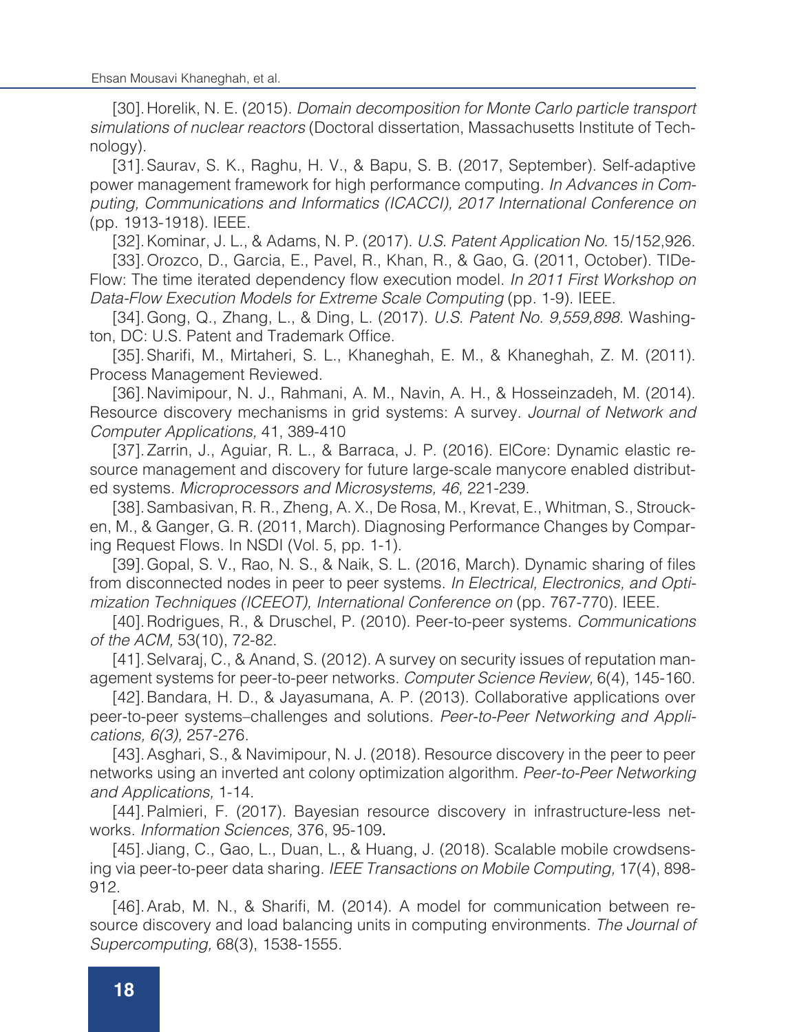[30]. Horelik, N. E. (2015). *Domain decomposition for Monte Carlo particle transport simulations of nuclear reactors* (Doctoral dissertation, Massachusetts Institute of Technology).

[31]. Saurav, S. K., Raghu, H. V., & Bapu, S. B. (2017, September). Self-adaptive power management framework for high performance computing. *In Advances in Computing, Communications and Informatics (ICACCI), 2017 International Conference on* (pp. 1913-1918). IEEE.

[32]. Kominar, J. L., & Adams, N. P. (2017). *U.S. Patent Application No.* 15/152,926.

[33]. Orozco, D., Garcia, E., Pavel, R., Khan, R., & Gao, G. (2011, October). TIDeFlow: The time iterated dependency flow execution model. *In 2011 First Workshop on Data-Flow Execution Models for Extreme Scale Computing* (pp. 1-9). IEEE.

[34]. Gong, Q., Zhang, L., & Ding, L. (2017). *U.S. Patent No. 9,559,898.* Washington, DC: U.S. Patent and Trademark Office.

[35]. Sharifi, M., Mirtaheri, S. L., Khaneghah, E. M., & Khaneghah, Z. M. (2011). Process Management Reviewed.

[36]. Navimipour, N. J., Rahmani, A. M., Navin, A. H., & Hosseinzadeh, M. (2014). Resource discovery mechanisms in grid systems: A survey. *Journal of Network and Computer Applications,* 41, 389-410

[37]. Zarrin, J., Aguiar, R. L., & Barraca, J. P. (2016). ElCore: Dynamic elastic resource management and discovery for future large-scale manycore enabled distributed systems. *Microprocessors and Microsystems, 46,* 221-239.

[38]. Sambasivan, R. R., Zheng, A. X., De Rosa, M., Krevat, E., Whitman, S., Stroucken, M., & Ganger, G. R. (2011, March). Diagnosing Performance Changes by Comparing Request Flows. In NSDI (Vol. 5, pp. 1-1).

[39]. Gopal, S. V., Rao, N. S., & Naik, S. L. (2016, March). Dynamic sharing of files from disconnected nodes in peer to peer systems. *In Electrical, Electronics, and Optimization Techniques (ICEEOT), International Conference on* (pp. 767-770). IEEE.

[40]. Rodrigues, R., & Druschel, P. (2010). Peer-to-peer systems. *Communications of the ACM,* 53(10), 72-82.

[41]. Selvaraj, C., & Anand, S. (2012). A survey on security issues of reputation management systems for peer-to-peer networks. *Computer Science Review,* 6(4), 145-160.

[42]. Bandara, H. D., & Jayasumana, A. P. (2013). Collaborative applications over peer-to-peer systems–challenges and solutions. *Peer-to-Peer Networking and Applications, 6(3),* 257-276.

[43]. Asghari, S., & Navimipour, N. J. (2018). Resource discovery in the peer to peer networks using an inverted ant colony optimization algorithm. *Peer-to-Peer Networking and Applications,* 1-14.

[44]. Palmieri, F. (2017). Bayesian resource discovery in infrastructure-less networks. *Information Sciences,* 376, 95-109.

[45]. Jiang, C., Gao, L., Duan, L., & Huang, J. (2018). Scalable mobile crowdsensing via peer-to-peer data sharing. *IEEE Transactions on Mobile Computing,* 17(4), 898-912.

[46]. Arab, M. N., & Sharifi, M. (2014). A model for communication between resource discovery and load balancing units in computing environments. *The Journal of Supercomputing,* 68(3), 1538-1555.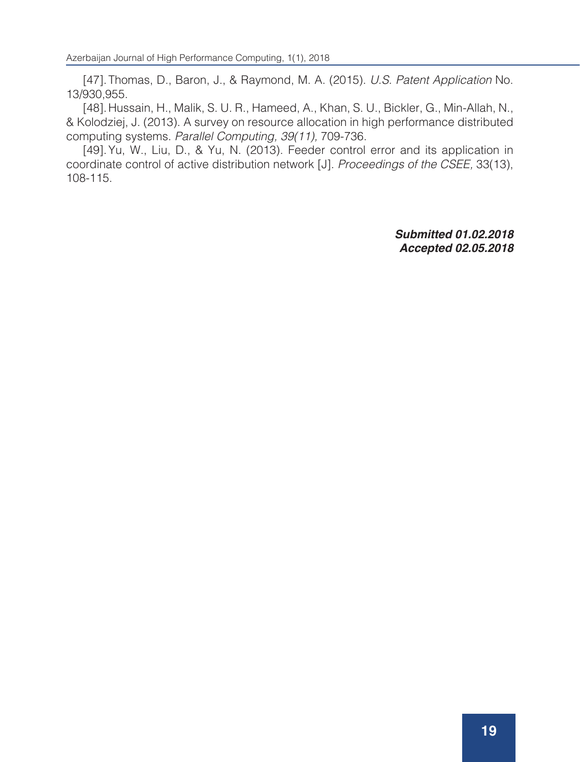[47]. Thomas, D., Baron, J., & Raymond, M. A. (2015). *U.S. Patent Application* No. 13/930,955.

[48]. Hussain, H., Malik, S. U. R., Hameed, A., Khan, S. U., Bickler, G., Min-Allah, N., & Kolodziej, J. (2013). A survey on resource allocation in high performance distributed computing systems. *Parallel Computing, 39(11),* 709-736.

[49]. Yu, W., Liu, D., & Yu, N. (2013). Feeder control error and its application in coordinate control of active distribution network [J]. *Proceedings of the CSEE,* 33(13), 108-115.

***Submitted 01.02.2018***
***Accepted 02.05.2018***